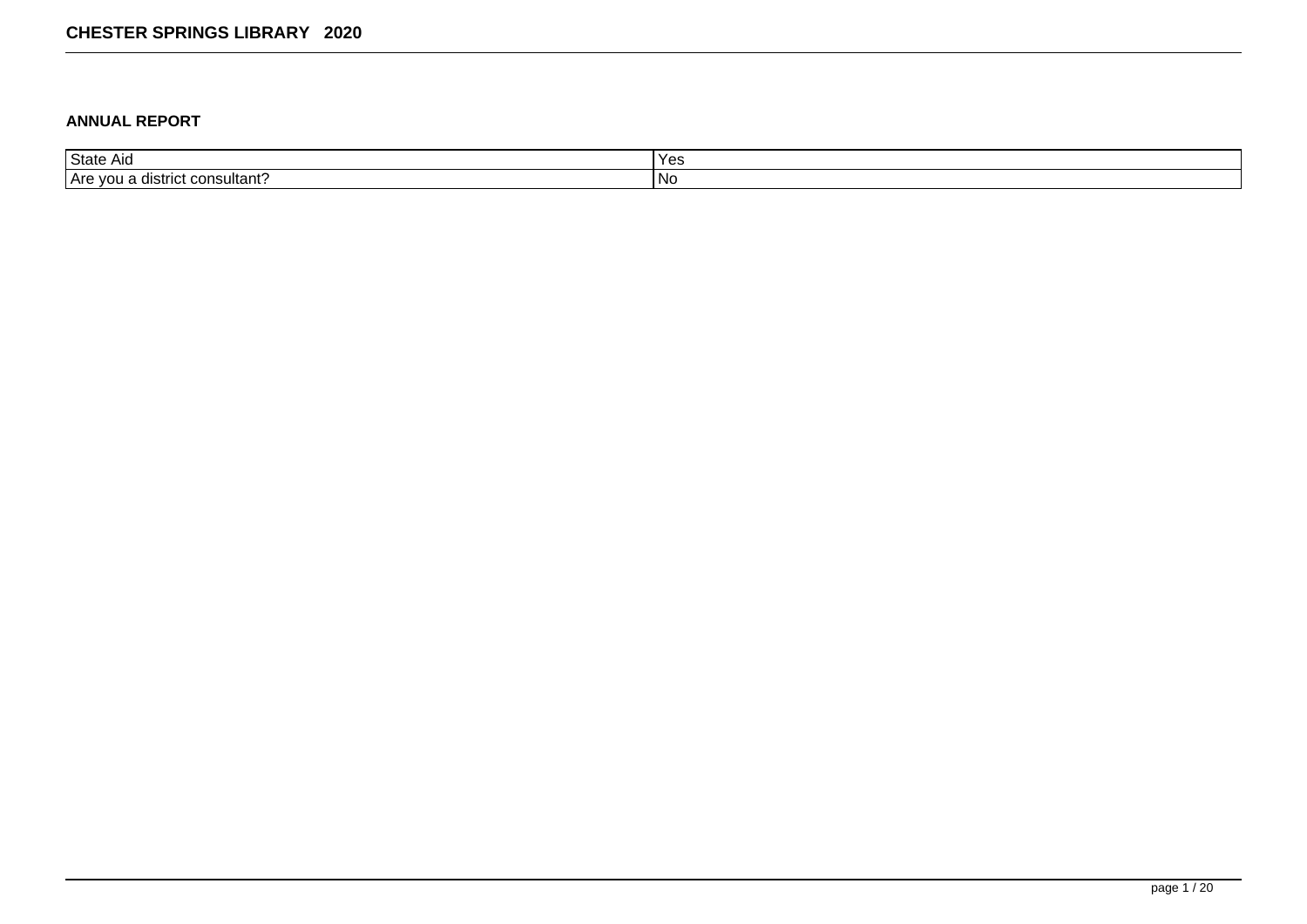# CHESTER SPRINGS LIBRARY 2020

## ANNUAL REPORT

| State Aid | Yes |
|---|---|
| Are you a district consultant? | No |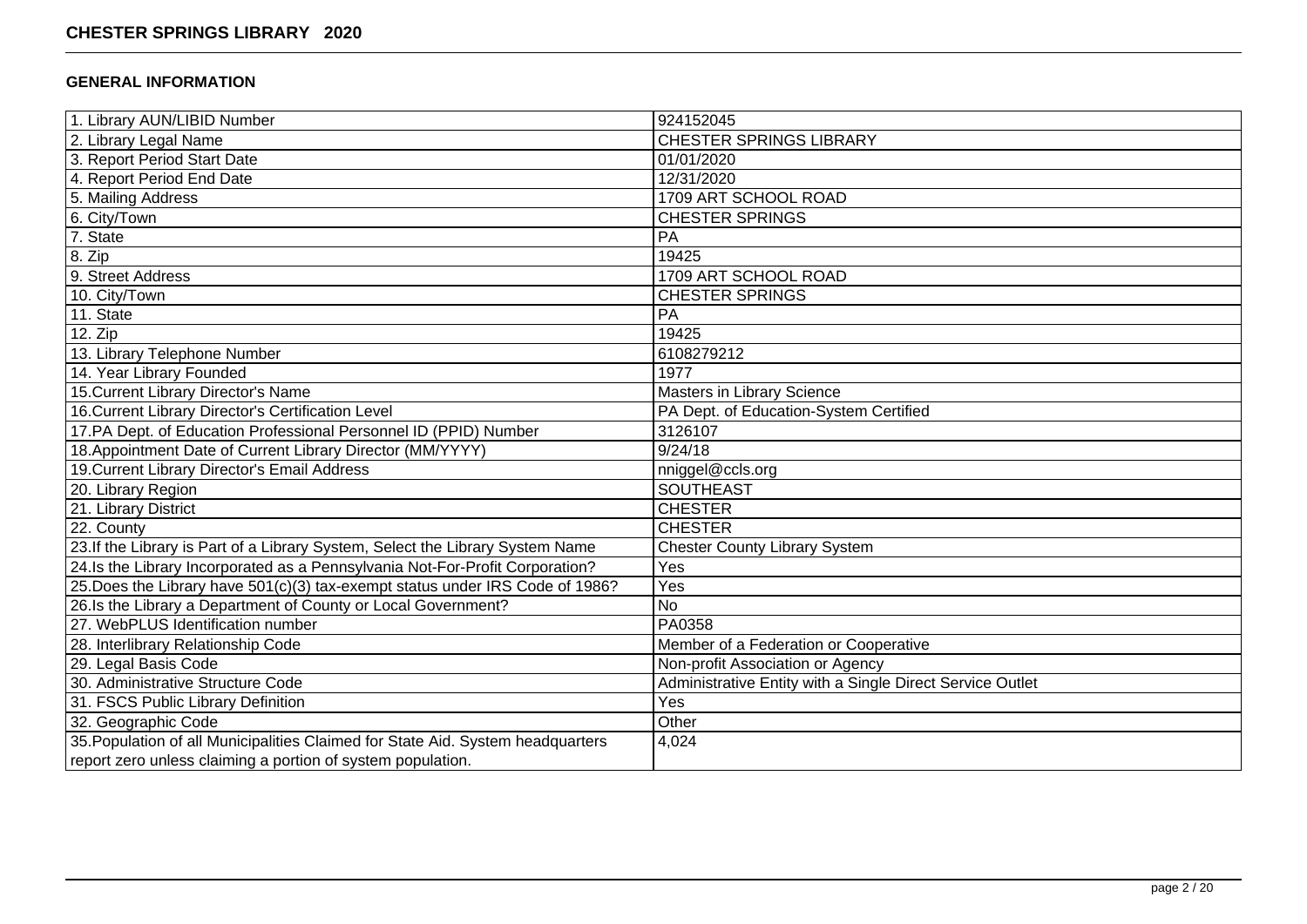## CHESTER SPRINGS LIBRARY 2020

### GENERAL INFORMATION

| | |
|---|---|
| 1. Library AUN/LIBID Number | 924152045 |
| 2. Library Legal Name | CHESTER SPRINGS LIBRARY |
| 3. Report Period Start Date | 01/01/2020 |
| 4. Report Period End Date | 12/31/2020 |
| 5. Mailing Address | 1709 ART SCHOOL ROAD |
| 6. City/Town | CHESTER SPRINGS |
| 7. State | PA |
| 8. Zip | 19425 |
| 9. Street Address | 1709 ART SCHOOL ROAD |
| 10. City/Town | CHESTER SPRINGS |
| 11. State | PA |
| 12. Zip | 19425 |
| 13. Library Telephone Number | 6108279212 |
| 14. Year Library Founded | 1977 |
| 15.Current Library Director's Name | Masters in Library Science |
| 16.Current Library Director's Certification Level | PA Dept. of Education-System Certified |
| 17.PA Dept. of Education Professional Personnel ID (PPID) Number | 3126107 |
| 18.Appointment Date of Current Library Director (MM/YYYY) | 9/24/18 |
| 19.Current Library Director's Email Address | nniggel@ccls.org |
| 20. Library Region | SOUTHEAST |
| 21. Library District | CHESTER |
| 22. County | CHESTER |
| 23.If the Library is Part of a Library System, Select the Library System Name | Chester County Library System |
| 24.Is the Library Incorporated as a Pennsylvania Not-For-Profit Corporation? | Yes |
| 25.Does the Library have 501(c)(3) tax-exempt status under IRS Code of 1986? | Yes |
| 26.Is the Library a Department of County or Local Government? | No |
| 27. WebPLUS Identification number | PA0358 |
| 28. Interlibrary Relationship Code | Member of a Federation or Cooperative |
| 29. Legal Basis Code | Non-profit Association or Agency |
| 30. Administrative Structure Code | Administrative Entity with a Single Direct Service Outlet |
| 31. FSCS Public Library Definition | Yes |
| 32. Geographic Code | Other |
| 35.Population of all Municipalities Claimed for State Aid. System headquarters report zero unless claiming a portion of system population. | 4,024 |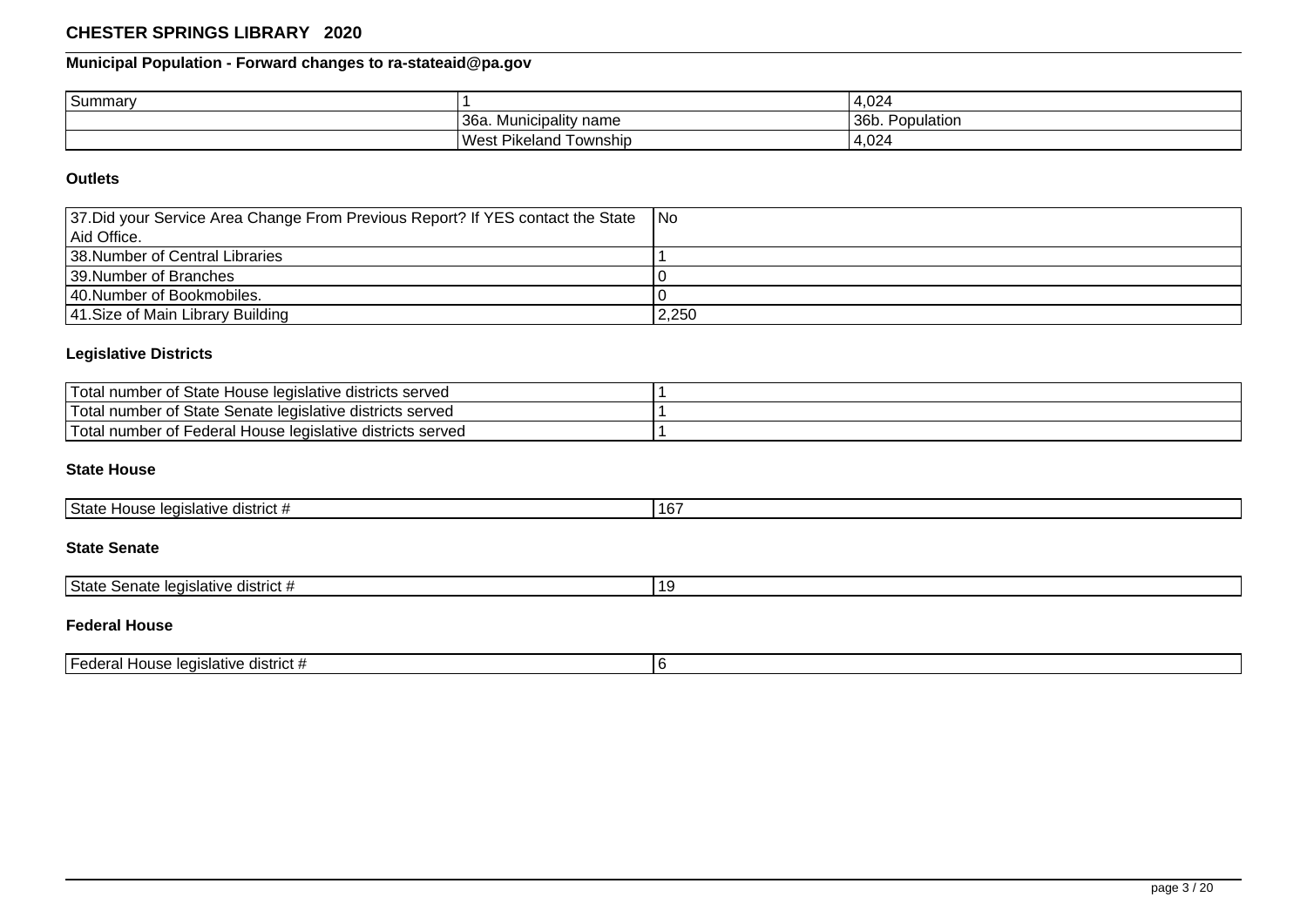# CHESTER SPRINGS LIBRARY 2020

## Municipal Population - Forward changes to ra-stateaid@pa.gov

| Summary | 1 | 4,024 |
|---|---|---|
| | 36a. Municipality name | 36b. Population |
| | West Pikeland Township | 4,024 |

### Outlets

| 37.Did your Service Area Change From Previous Report? If YES contact the State Aid Office. | No |
|---|---|
| 38.Number of Central Libraries | 1 |
| 39.Number of Branches | 0 |
| 40.Number of Bookmobiles. | 0 |
| 41.Size of Main Library Building | 2,250 |

### Legislative Districts

| Total number of State House legislative districts served | 1 |
|---|---|
| Total number of State Senate legislative districts served | 1 |
| Total number of Federal House legislative districts served | 1 |

### State House

| State House legislative district # | 167 |
|---|---|

### State Senate

| State Senate legislative district # | 19 |
|---|---|

### Federal House

| Federal House legislative district # | 6 |
|---|---|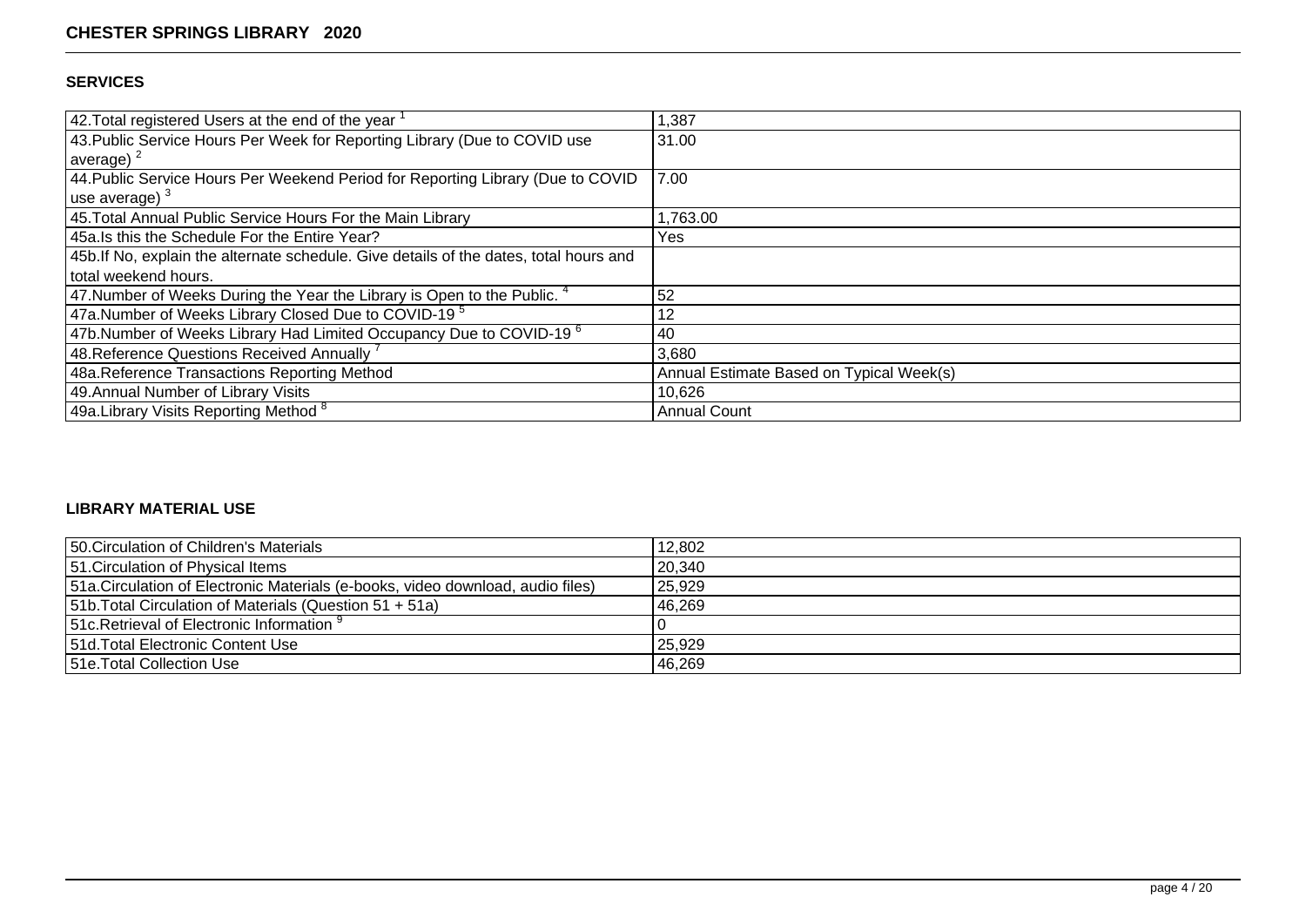# CHESTER SPRINGS LIBRARY 2020

## SERVICES

| | |
|---|---|
| 42.Total registered Users at the end of the year [1] | 1,387 |
| 43.Public Service Hours Per Week for Reporting Library (Due to COVID use average) [2] | 31.00 |
| 44.Public Service Hours Per Weekend Period for Reporting Library (Due to COVID use average) [3] | 7.00 |
| 45.Total Annual Public Service Hours For the Main Library | 1,763.00 |
| 45a.Is this the Schedule For the Entire Year? | Yes |
| 45b.If No, explain the alternate schedule. Give details of the dates, total hours and total weekend hours. | |
| 47.Number of Weeks During the Year the Library is Open to the Public. [4] | 52 |
| 47a.Number of Weeks Library Closed Due to COVID-19 [5] | 12 |
| 47b.Number of Weeks Library Had Limited Occupancy Due to COVID-19 [6] | 40 |
| 48.Reference Questions Received Annually [7] | 3,680 |
| 48a.Reference Transactions Reporting Method | Annual Estimate Based on Typical Week(s) |
| 49.Annual Number of Library Visits | 10,626 |
| 49a.Library Visits Reporting Method [8] | Annual Count |

## LIBRARY MATERIAL USE

| | |
|---|---|
| 50.Circulation of Children's Materials | 12,802 |
| 51.Circulation of Physical Items | 20,340 |
| 51a.Circulation of Electronic Materials (e-books, video download, audio files) | 25,929 |
| 51b.Total Circulation of Materials (Question 51 + 51a) | 46,269 |
| 51c.Retrieval of Electronic Information [9] | 0 |
| 51d.Total Electronic Content Use | 25,929 |
| 51e.Total Collection Use | 46,269 |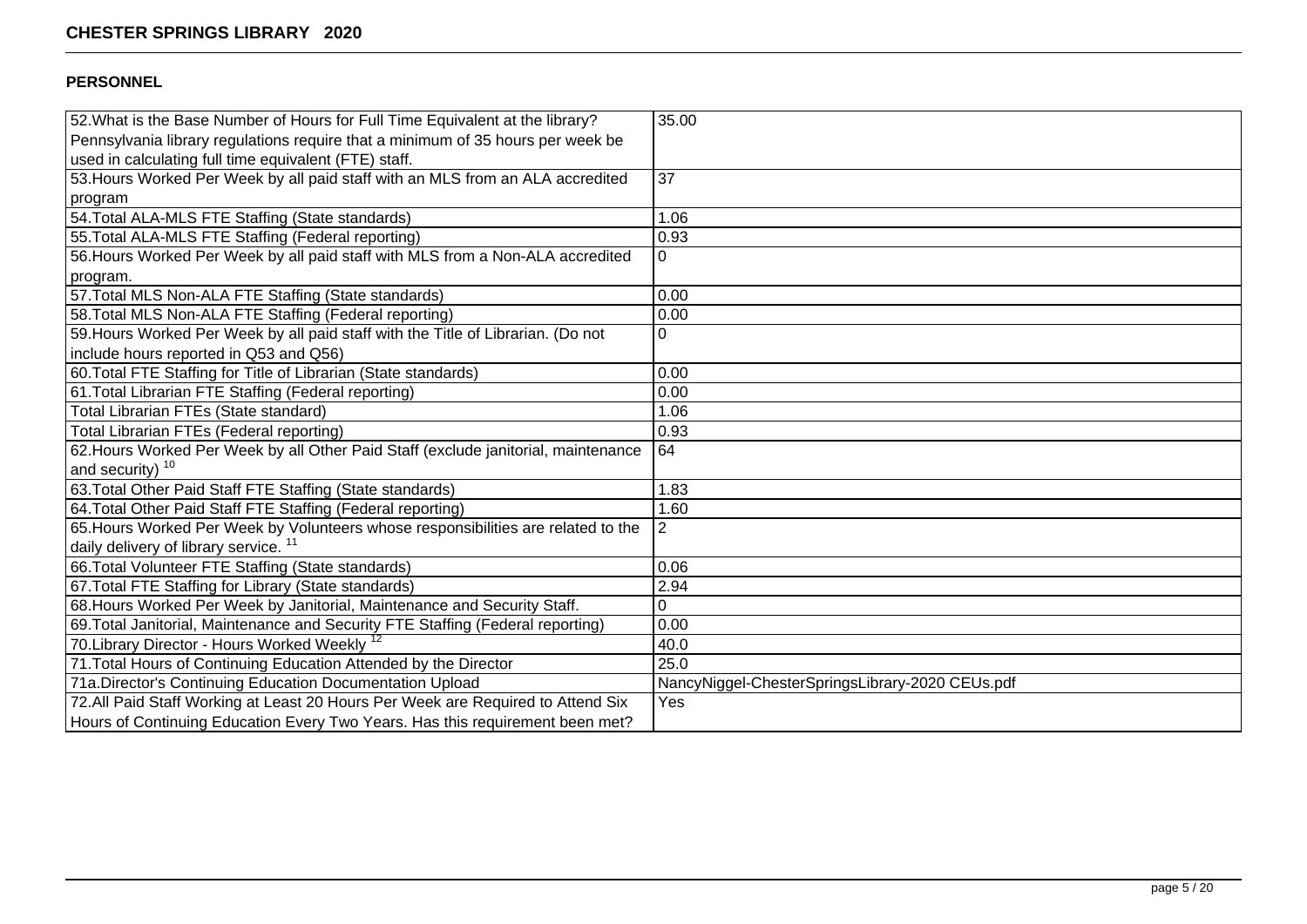# CHESTER SPRINGS LIBRARY 2020

## PERSONNEL

| | |
|---|---|
| 52.What is the Base Number of Hours for Full Time Equivalent at the library? Pennsylvania library regulations require that a minimum of 35 hours per week be used in calculating full time equivalent (FTE) staff. | 35.00 |
| 53.Hours Worked Per Week by all paid staff with an MLS from an ALA accredited program | 37 |
| 54.Total ALA-MLS FTE Staffing (State standards) | 1.06 |
| 55.Total ALA-MLS FTE Staffing (Federal reporting) | 0.93 |
| 56.Hours Worked Per Week by all paid staff with MLS from a Non-ALA accredited program. | 0 |
| 57.Total MLS Non-ALA FTE Staffing (State standards) | 0.00 |
| 58.Total MLS Non-ALA FTE Staffing (Federal reporting) | 0.00 |
| 59.Hours Worked Per Week by all paid staff with the Title of Librarian. (Do not include hours reported in Q53 and Q56) | 0 |
| 60.Total FTE Staffing for Title of Librarian (State standards) | 0.00 |
| 61.Total Librarian FTE Staffing (Federal reporting) | 0.00 |
| Total Librarian FTEs (State standard) | 1.06 |
| Total Librarian FTEs (Federal reporting) | 0.93 |
| 62.Hours Worked Per Week by all Other Paid Staff (exclude janitorial, maintenance and security) [10] | 64 |
| 63.Total Other Paid Staff FTE Staffing (State standards) | 1.83 |
| 64.Total Other Paid Staff FTE Staffing (Federal reporting) | 1.60 |
| 65.Hours Worked Per Week by Volunteers whose responsibilities are related to the daily delivery of library service. [11] | 2 |
| 66.Total Volunteer FTE Staffing (State standards) | 0.06 |
| 67.Total FTE Staffing for Library (State standards) | 2.94 |
| 68.Hours Worked Per Week by Janitorial, Maintenance and Security Staff. | 0 |
| 69.Total Janitorial, Maintenance and Security FTE Staffing (Federal reporting) | 0.00 |
| 70.Library Director - Hours Worked Weekly [12] | 40.0 |
| 71.Total Hours of Continuing Education Attended by the Director | 25.0 |
| 71a.Director's Continuing Education Documentation Upload | NancyNiggel-ChesterSpringsLibrary-2020 CEUs.pdf |
| 72.All Paid Staff Working at Least 20 Hours Per Week are Required to Attend Six Hours of Continuing Education Every Two Years. Has this requirement been met? | Yes |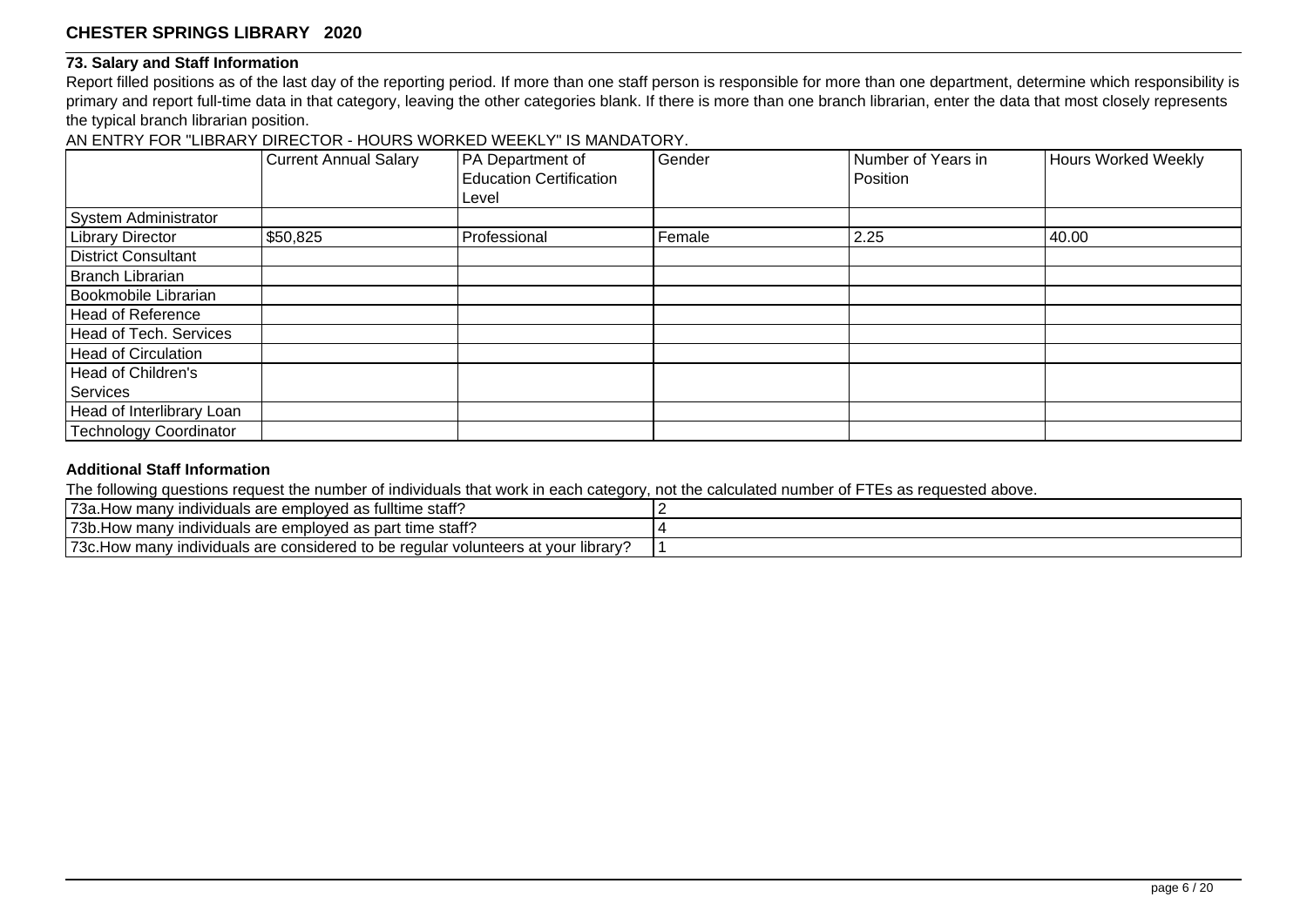# CHESTER SPRINGS LIBRARY 2020

### 73. Salary and Staff Information

Report filled positions as of the last day of the reporting period. If more than one staff person is responsible for more than one department, determine which responsibility is primary and report full-time data in that category, leaving the other categories blank. If there is more than one branch librarian, enter the data that most closely represents the typical branch librarian position.

AN ENTRY FOR "LIBRARY DIRECTOR - HOURS WORKED WEEKLY" IS MANDATORY.

| | Current Annual Salary | PA Department of Education Certification Level | Gender | Number of Years in Position | Hours Worked Weekly |
|---|---|---|---|---|---|
| System Administrator | | | | | |
| Library Director | $50,825 | Professional | Female | 2.25 | 40.00 |
| District Consultant | | | | | |
| Branch Librarian | | | | | |
| Bookmobile Librarian | | | | | |
| Head of Reference | | | | | |
| Head of Tech. Services | | | | | |
| Head of Circulation | | | | | |
| Head of Children's Services | | | | | |
| Head of Interlibrary Loan | | | | | |
| Technology Coordinator | | | | | |

### Additional Staff Information

The following questions request the number of individuals that work in each category, not the calculated number of FTEs as requested above.

| | |
|---|---|
| 73a.How many individuals are employed as fulltime staff? | 2 |
| 73b.How many individuals are employed as part time staff? | 4 |
| 73c.How many individuals are considered to be regular volunteers at your library? | 1 |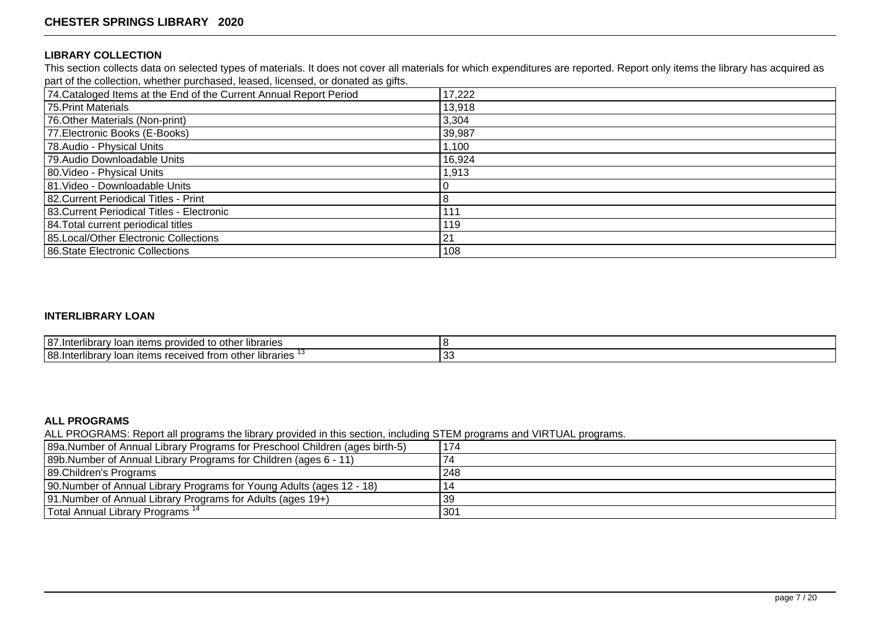## LIBRARY COLLECTION

This section collects data on selected types of materials. It does not cover all materials for which expenditures are reported. Report only items the library has acquired as part of the collection, whether purchased, leased, licensed, or donated as gifts.

| | |
|---|---|
| 74.Cataloged Items at the End of the Current Annual Report Period | 17,222 |
| 75.Print Materials | 13,918 |
| 76.Other Materials (Non-print) | 3,304 |
| 77.Electronic Books (E-Books) | 39,987 |
| 78.Audio - Physical Units | 1,100 |
| 79.Audio Downloadable Units | 16,924 |
| 80.Video - Physical Units | 1,913 |
| 81.Video - Downloadable Units | 0 |
| 82.Current Periodical Titles - Print | 8 |
| 83.Current Periodical Titles - Electronic | 111 |
| 84.Total current periodical titles | 119 |
| 85.Local/Other Electronic Collections | 21 |
| 86.State Electronic Collections | 108 |

## INTERLIBRARY LOAN

| | |
|---|---|
| 87.Interlibrary loan items provided to other libraries | 8 |
| 88.Interlibrary loan items received from other libraries [13] | 33 |

## ALL PROGRAMS

ALL PROGRAMS: Report all programs the library provided in this section, including STEM programs and VIRTUAL programs.

| | |
|---|---|
| 89a.Number of Annual Library Programs for Preschool Children (ages birth-5) | 174 |
| 89b.Number of Annual Library Programs for Children (ages 6 - 11) | 74 |
| 89.Children's Programs | 248 |
| 90.Number of Annual Library Programs for Young Adults (ages 12 - 18) | 14 |
| 91.Number of Annual Library Programs for Adults (ages 19+) | 39 |
| Total Annual Library Programs [14] | 301 |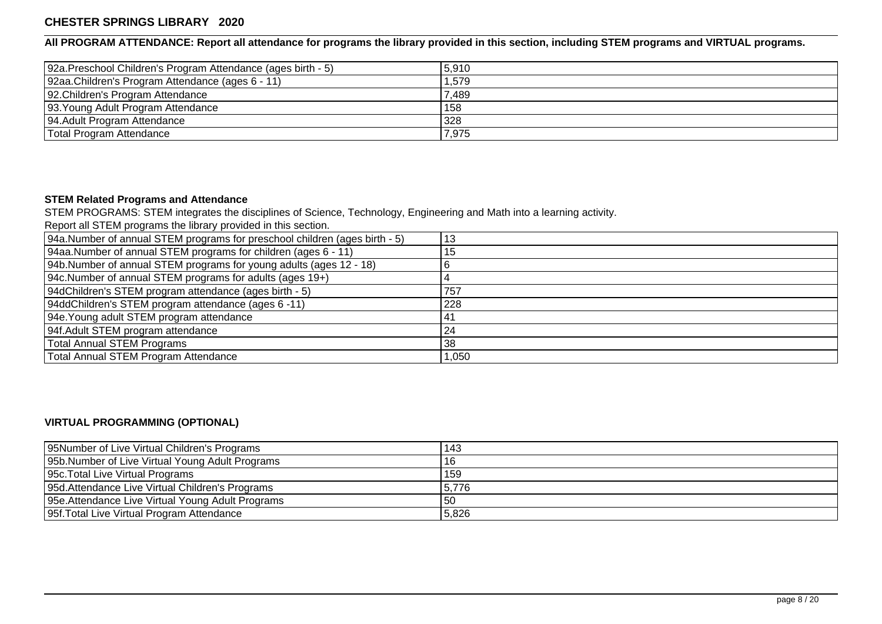## CHESTER SPRINGS LIBRARY 2020

**All PROGRAM ATTENDANCE: Report all attendance for programs the library provided in this section, including STEM programs and VIRTUAL programs.**

| | |
|---|---|
| 92a.Preschool Children's Program Attendance (ages birth - 5) | 5,910 |
| 92aa.Children's Program Attendance (ages 6 - 11) | 1,579 |
| 92.Children's Program Attendance | 7,489 |
| 93.Young Adult Program Attendance | 158 |
| 94.Adult Program Attendance | 328 |
| Total Program Attendance | 7,975 |

### STEM Related Programs and Attendance

STEM PROGRAMS: STEM integrates the disciplines of Science, Technology, Engineering and Math into a learning activity.

Report all STEM programs the library provided in this section.

| | |
|---|---|
| 94a.Number of annual STEM programs for preschool children (ages birth - 5) | 13 |
| 94aa.Number of annual STEM programs for children (ages 6 - 11) | 15 |
| 94b.Number of annual STEM programs for young adults (ages 12 - 18) | 6 |
| 94c.Number of annual STEM programs for adults (ages 19+) | 4 |
| 94dChildren's STEM program attendance (ages birth - 5) | 757 |
| 94ddChildren's STEM program attendance (ages 6 -11) | 228 |
| 94e.Young adult STEM program attendance | 41 |
| 94f.Adult STEM program attendance | 24 |
| Total Annual STEM Programs | 38 |
| Total Annual STEM Program Attendance | 1,050 |

### VIRTUAL PROGRAMMING (OPTIONAL)

| | |
|---|---|
| 95Number of Live Virtual Children's Programs | 143 |
| 95b.Number of Live Virtual Young Adult Programs | 16 |
| 95c.Total Live Virtual Programs | 159 |
| 95d.Attendance Live Virtual Children's Programs | 5,776 |
| 95e.Attendance Live Virtual Young Adult Programs | 50 |
| 95f.Total Live Virtual Program Attendance | 5,826 |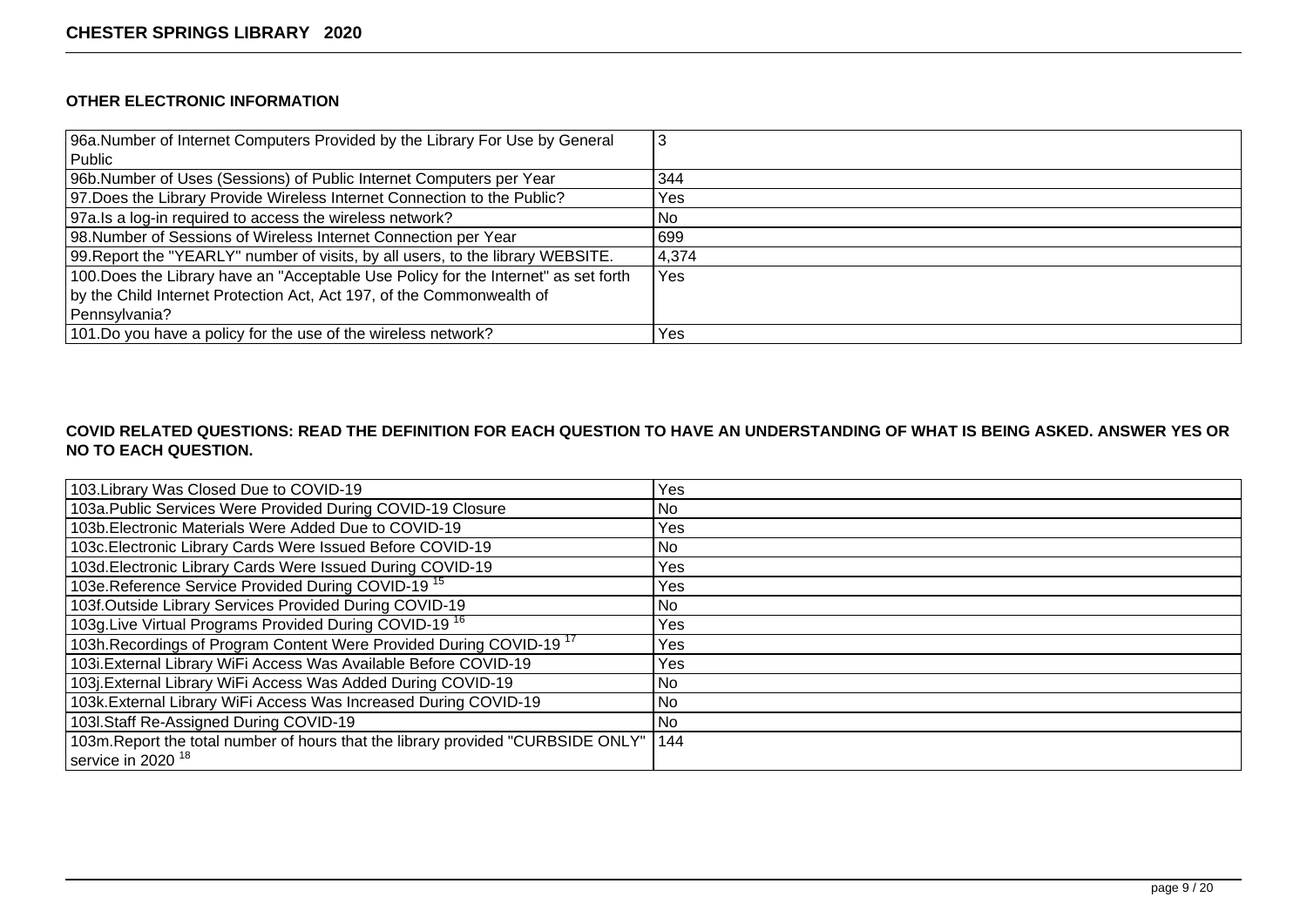## OTHER ELECTRONIC INFORMATION

| | |
|---|---|
| 96a.Number of Internet Computers Provided by the Library For Use by General Public | 3 |
| 96b.Number of Uses (Sessions) of Public Internet Computers per Year | 344 |
| 97.Does the Library Provide Wireless Internet Connection to the Public? | Yes |
| 97a.Is a log-in required to access the wireless network? | No |
| 98.Number of Sessions of Wireless Internet Connection per Year | 699 |
| 99.Report the "YEARLY" number of visits, by all users, to the library WEBSITE. | 4,374 |
| 100.Does the Library have an "Acceptable Use Policy for the Internet" as set forth by the Child Internet Protection Act, Act 197, of the Commonwealth of Pennsylvania? | Yes |
| 101.Do you have a policy for the use of the wireless network? | Yes |

## COVID RELATED QUESTIONS: READ THE DEFINITION FOR EACH QUESTION TO HAVE AN UNDERSTANDING OF WHAT IS BEING ASKED. ANSWER YES OR NO TO EACH QUESTION.

| | |
|---|---|
| 103.Library Was Closed Due to COVID-19 | Yes |
| 103a.Public Services Were Provided During COVID-19 Closure | No |
| 103b.Electronic Materials Were Added Due to COVID-19 | Yes |
| 103c.Electronic Library Cards Were Issued Before COVID-19 | No |
| 103d.Electronic Library Cards Were Issued During COVID-19 | Yes |
| 103e.Reference Service Provided During COVID-19 [15] | Yes |
| 103f.Outside Library Services Provided During COVID-19 | No |
| 103g.Live Virtual Programs Provided During COVID-19 [16] | Yes |
| 103h.Recordings of Program Content Were Provided During COVID-19 [17] | Yes |
| 103i.External Library WiFi Access Was Available Before COVID-19 | Yes |
| 103j.External Library WiFi Access Was Added During COVID-19 | No |
| 103k.External Library WiFi Access Was Increased During COVID-19 | No |
| 103l.Staff Re-Assigned During COVID-19 | No |
| 103m.Report the total number of hours that the library provided "CURBSIDE ONLY" service in 2020 [18] | 144 |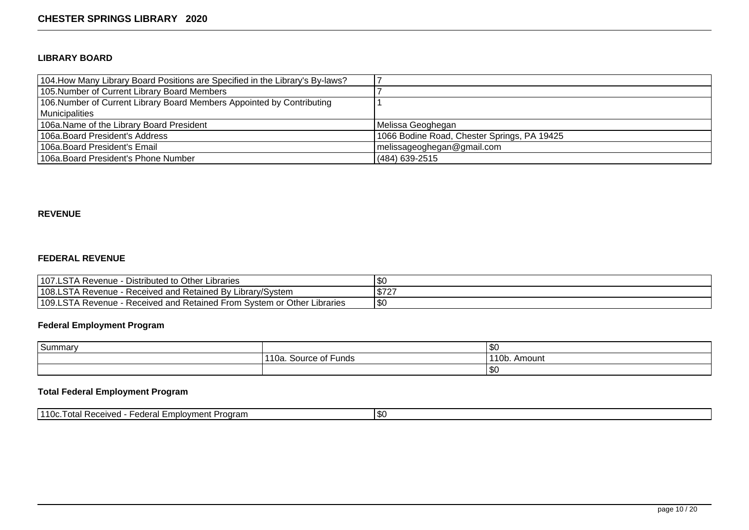## LIBRARY BOARD

| | |
|---|---|
| 104.How Many Library Board Positions are Specified in the Library's By-laws? | 7 |
| 105.Number of Current Library Board Members | 7 |
| 106.Number of Current Library Board Members Appointed by Contributing Municipalities | 1 |
| 106a.Name of the Library Board President | Melissa Geoghegan |
| 106a.Board President's Address | 1066 Bodine Road, Chester Springs, PA 19425 |
| 106a.Board President's Email | melissageoghegan@gmail.com |
| 106a.Board President's Phone Number | (484) 639-2515 |

## REVENUE

### FEDERAL REVENUE

| | |
|---|---|
| 107.LSTA Revenue - Distributed to Other Libraries | $0 |
| 108.LSTA Revenue - Received and Retained By Library/System | $727 |
| 109.LSTA Revenue - Received and Retained From System or Other Libraries | $0 |

### Federal Employment Program

| | | |
|---|---|---|
| Summary | | $0 |
| | 110a. Source of Funds | 110b. Amount |
| | | $0 |

### Total Federal Employment Program

| | |
|---|---|
| 110c.Total Received - Federal Employment Program | $0 |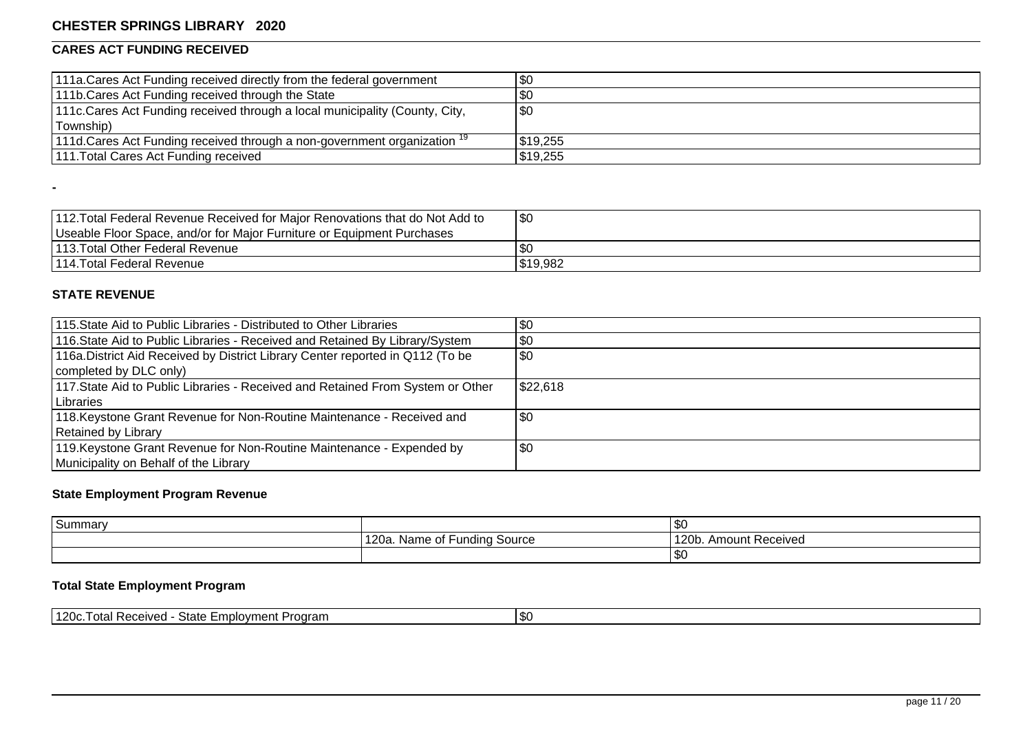**CHESTER SPRINGS LIBRARY 2020**

## CARES ACT FUNDING RECEIVED

| | |
|---|---|
| 111a.Cares Act Funding received directly from the federal government | $0 |
| 111b.Cares Act Funding received through the State | $0 |
| 111c.Cares Act Funding received through a local municipality (County, City, Township) | $0 |
| 111d.Cares Act Funding received through a non-government organization [19] | $19,255 |
| 111.Total Cares Act Funding received | $19,255 |

-

| | |
|---|---|
| 112.Total Federal Revenue Received for Major Renovations that do Not Add to Useable Floor Space, and/or for Major Furniture or Equipment Purchases | $0 |
| 113.Total Other Federal Revenue | $0 |
| 114.Total Federal Revenue | $19,982 |

## STATE REVENUE

| | |
|---|---|
| 115.State Aid to Public Libraries - Distributed to Other Libraries | $0 |
| 116.State Aid to Public Libraries - Received and Retained By Library/System | $0 |
| 116a.District Aid Received by District Library Center reported in Q112 (To be completed by DLC only) | $0 |
| 117.State Aid to Public Libraries - Received and Retained From System or Other Libraries | $22,618 |
| 118.Keystone Grant Revenue for Non-Routine Maintenance - Received and Retained by Library | $0 |
| 119.Keystone Grant Revenue for Non-Routine Maintenance - Expended by Municipality on Behalf of the Library | $0 |

### State Employment Program Revenue

| Summary | | $0 |
|---|---|---|
| | 120a. Name of Funding Source | 120b. Amount Received |
| | | $0 |

### Total State Employment Program

| | |
|---|---|
| 120c.Total Received - State Employment Program | $0 |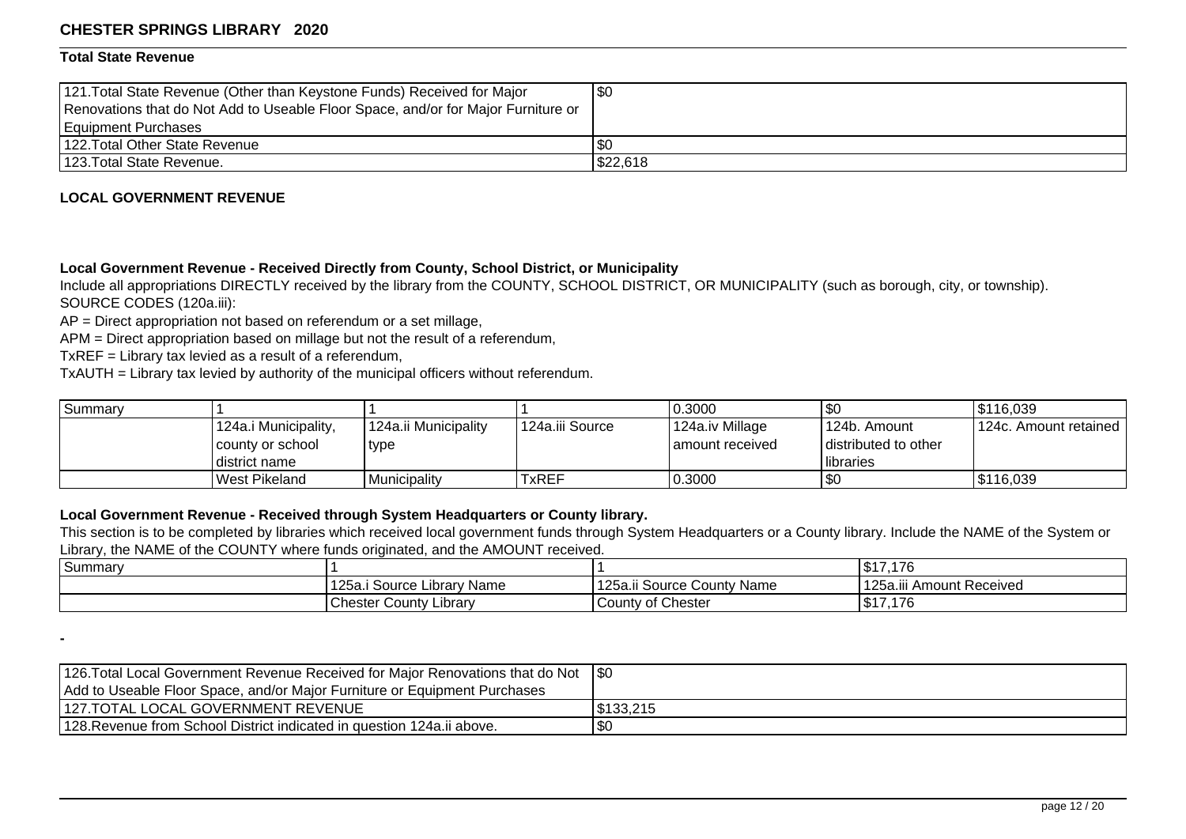## CHESTER SPRINGS LIBRARY 2020

### Total State Revenue

| | |
|---|---|
| 121.Total State Revenue (Other than Keystone Funds) Received for Major Renovations that do Not Add to Useable Floor Space, and/or for Major Furniture or Equipment Purchases | $0 |
| 122.Total Other State Revenue | $0 |
| 123.Total State Revenue. | $22,618 |

### LOCAL GOVERNMENT REVENUE

**Local Government Revenue - Received Directly from County, School District, or Municipality**

Include all appropriations DIRECTLY received by the library from the COUNTY, SCHOOL DISTRICT, OR MUNICIPALITY (such as borough, city, or township).
SOURCE CODES (120a.iii):

AP = Direct appropriation not based on referendum or a set millage,

APM = Direct appropriation based on millage but not the result of a referendum,

TxREF = Library tax levied as a result of a referendum,

TxAUTH = Library tax levied by authority of the municipal officers without referendum.

| Summary | 1 | 1 | 1 | 0.3000 | $0 | $116,039 |
|---|---|---|---|---|---|---|
| | 124a.i Municipality, county or school district name | 124a.ii Municipality type | 124a.iii Source | 124a.iv Millage amount received | 124b. Amount distributed to other libraries | 124c. Amount retained |
| | West Pikeland | Municipality | TxREF | 0.3000 | $0 | $116,039 |

**Local Government Revenue - Received through System Headquarters or County library.**

This section is to be completed by libraries which received local government funds through System Headquarters or a County library. Include the NAME of the System or Library, the NAME of the COUNTY where funds originated, and the AMOUNT received.

| Summary | 1 | 1 | $17,176 |
|---|---|---|---|
| | 125a.i Source Library Name | 125a.ii Source County Name | 125a.iii Amount Received |
| | Chester County Library | County of Chester | $17,176 |

-

| | |
|---|---|
| 126.Total Local Government Revenue Received for Major Renovations that do Not Add to Useable Floor Space, and/or Major Furniture or Equipment Purchases | $0 |
| 127.TOTAL LOCAL GOVERNMENT REVENUE | $133,215 |
| 128.Revenue from School District indicated in question 124a.ii above. | $0 |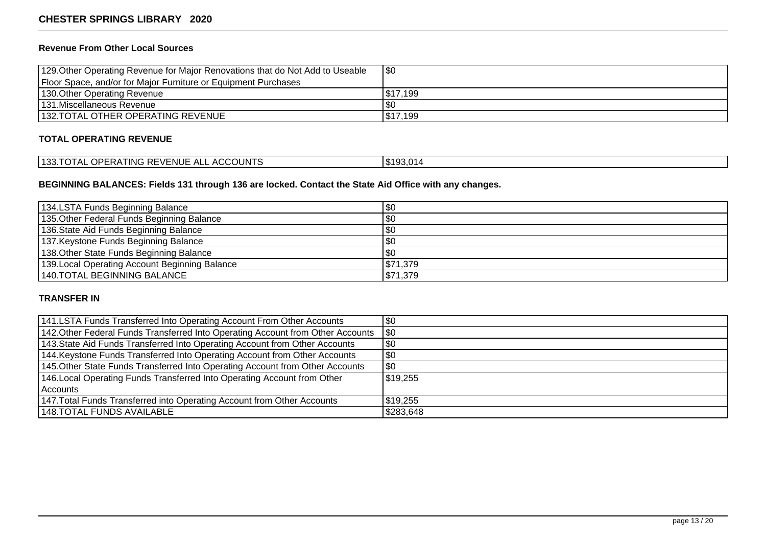### Revenue From Other Local Sources

| | |
|---|---|
| 129.Other Operating Revenue for Major Renovations that do Not Add to Useable Floor Space, and/or for Major Furniture or Equipment Purchases | $0 |
| 130.Other Operating Revenue | $17,199 |
| 131.Miscellaneous Revenue | $0 |
| 132.TOTAL OTHER OPERATING REVENUE | $17,199 |

### TOTAL OPERATING REVENUE

| | |
|---|---|
| 133.TOTAL OPERATING REVENUE ALL ACCOUNTS | $193,014 |

### BEGINNING BALANCES: Fields 131 through 136 are locked. Contact the State Aid Office with any changes.

| | |
|---|---|
| 134.LSTA Funds Beginning Balance | $0 |
| 135.Other Federal Funds Beginning Balance | $0 |
| 136.State Aid Funds Beginning Balance | $0 |
| 137.Keystone Funds Beginning Balance | $0 |
| 138.Other State Funds Beginning Balance | $0 |
| 139.Local Operating Account Beginning Balance | $71,379 |
| 140.TOTAL BEGINNING BALANCE | $71,379 |

### TRANSFER IN

| | |
|---|---|
| 141.LSTA Funds Transferred Into Operating Account From Other Accounts | $0 |
| 142.Other Federal Funds Transferred Into Operating Account from Other Accounts | $0 |
| 143.State Aid Funds Transferred Into Operating Account from Other Accounts | $0 |
| 144.Keystone Funds Transferred Into Operating Account from Other Accounts | $0 |
| 145.Other State Funds Transferred Into Operating Account from Other Accounts | $0 |
| 146.Local Operating Funds Transferred Into Operating Account from Other Accounts | $19,255 |
| 147.Total Funds Transferred into Operating Account from Other Accounts | $19,255 |
| 148.TOTAL FUNDS AVAILABLE | $283,648 |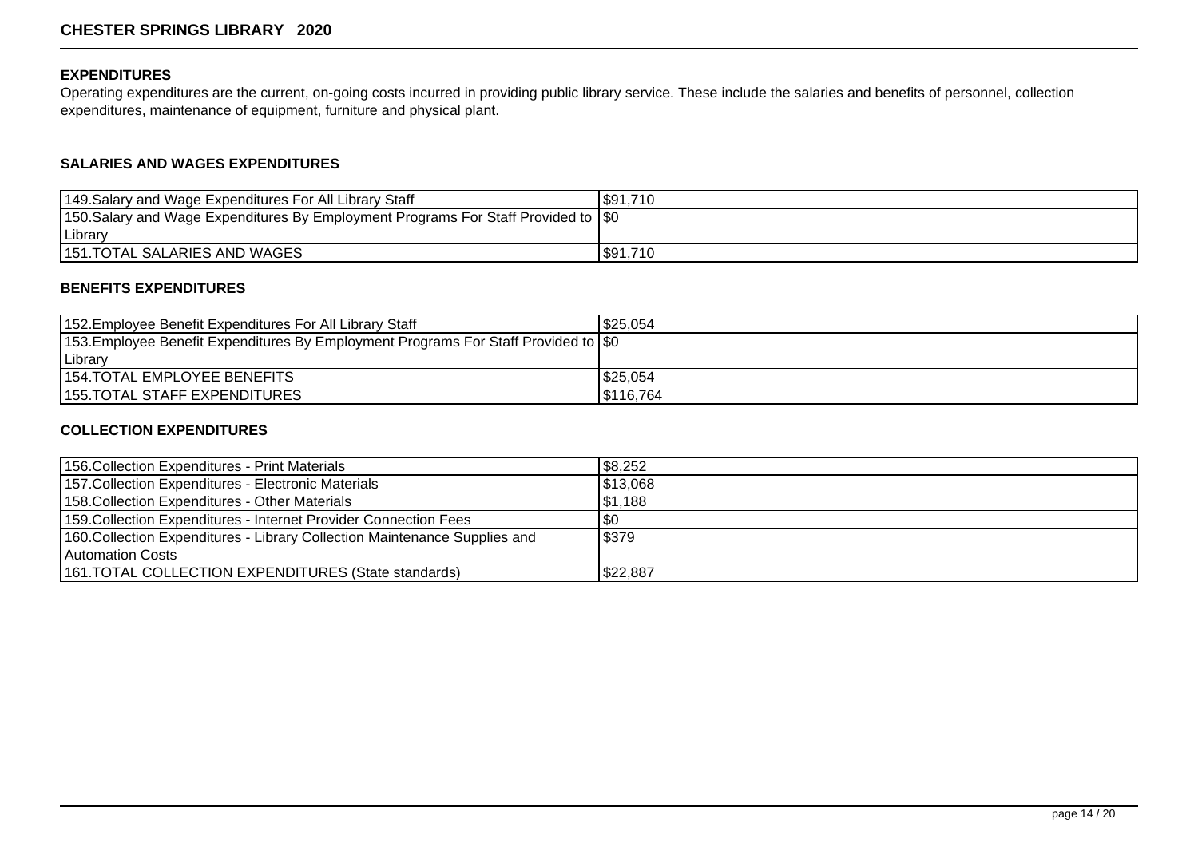## EXPENDITURES

Operating expenditures are the current, on-going costs incurred in providing public library service. These include the salaries and benefits of personnel, collection expenditures, maintenance of equipment, furniture and physical plant.

### SALARIES AND WAGES EXPENDITURES

| | |
|---|---|
| 149.Salary and Wage Expenditures For All Library Staff | $91,710 |
| 150.Salary and Wage Expenditures By Employment Programs For Staff Provided to Library | $0 |
| 151.TOTAL SALARIES AND WAGES | $91,710 |

### BENEFITS EXPENDITURES

| | |
|---|---|
| 152.Employee Benefit Expenditures For All Library Staff | $25,054 |
| 153.Employee Benefit Expenditures By Employment Programs For Staff Provided to Library | $0 |
| 154.TOTAL EMPLOYEE BENEFITS | $25,054 |
| 155.TOTAL STAFF EXPENDITURES | $116,764 |

### COLLECTION EXPENDITURES

| | |
|---|---|
| 156.Collection Expenditures - Print Materials | $8,252 |
| 157.Collection Expenditures - Electronic Materials | $13,068 |
| 158.Collection Expenditures - Other Materials | $1,188 |
| 159.Collection Expenditures - Internet Provider Connection Fees | $0 |
| 160.Collection Expenditures - Library Collection Maintenance Supplies and Automation Costs | $379 |
| 161.TOTAL COLLECTION EXPENDITURES (State standards) | $22,887 |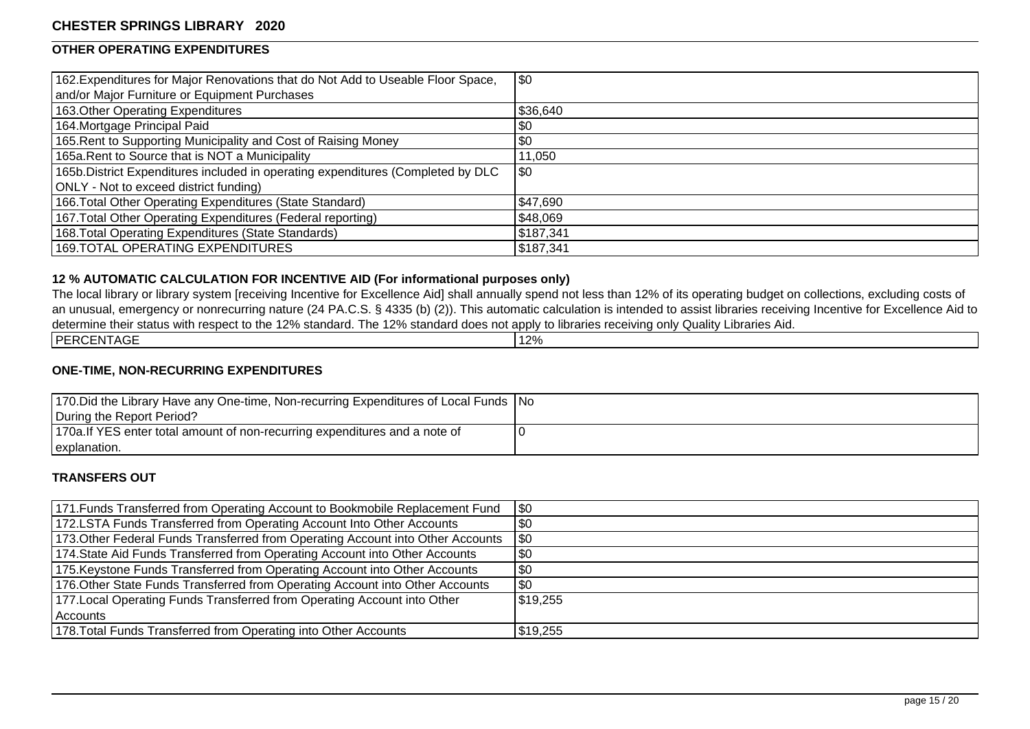## CHESTER SPRINGS LIBRARY 2020

### OTHER OPERATING EXPENDITURES

| | |
|---|---|
| 162.Expenditures for Major Renovations that do Not Add to Useable Floor Space, and/or Major Furniture or Equipment Purchases | $0 |
| 163.Other Operating Expenditures | $36,640 |
| 164.Mortgage Principal Paid | $0 |
| 165.Rent to Supporting Municipality and Cost of Raising Money | $0 |
| 165a.Rent to Source that is NOT a Municipality | 11,050 |
| 165b.District Expenditures included in operating expenditures (Completed by DLC ONLY - Not to exceed district funding) | $0 |
| 166.Total Other Operating Expenditures (State Standard) | $47,690 |
| 167.Total Other Operating Expenditures (Federal reporting) | $48,069 |
| 168.Total Operating Expenditures (State Standards) | $187,341 |
| 169.TOTAL OPERATING EXPENDITURES | $187,341 |

### 12 % AUTOMATIC CALCULATION FOR INCENTIVE AID (For informational purposes only)

The local library or library system [receiving Incentive for Excellence Aid] shall annually spend not less than 12% of its operating budget on collections, excluding costs of an unusual, emergency or nonrecurring nature (24 PA.C.S. § 4335 (b) (2)). This automatic calculation is intended to assist libraries receiving Incentive for Excellence Aid to determine their status with respect to the 12% standard. The 12% standard does not apply to libraries receiving only Quality Libraries Aid.

| | |
|---|---|
| PERCENTAGE | 12% |

### ONE-TIME, NON-RECURRING EXPENDITURES

| | |
|---|---|
| 170.Did the Library Have any One-time, Non-recurring Expenditures of Local Funds During the Report Period? | No |
| 170a.If YES enter total amount of non-recurring expenditures and a note of explanation. | 0 |

### TRANSFERS OUT

| | |
|---|---|
| 171.Funds Transferred from Operating Account to Bookmobile Replacement Fund | $0 |
| 172.LSTA Funds Transferred from Operating Account Into Other Accounts | $0 |
| 173.Other Federal Funds Transferred from Operating Account into Other Accounts | $0 |
| 174.State Aid Funds Transferred from Operating Account into Other Accounts | $0 |
| 175.Keystone Funds Transferred from Operating Account into Other Accounts | $0 |
| 176.Other State Funds Transferred from Operating Account into Other Accounts | $0 |
| 177.Local Operating Funds Transferred from Operating Account into Other Accounts | $19,255 |
| 178.Total Funds Transferred from Operating into Other Accounts | $19,255 |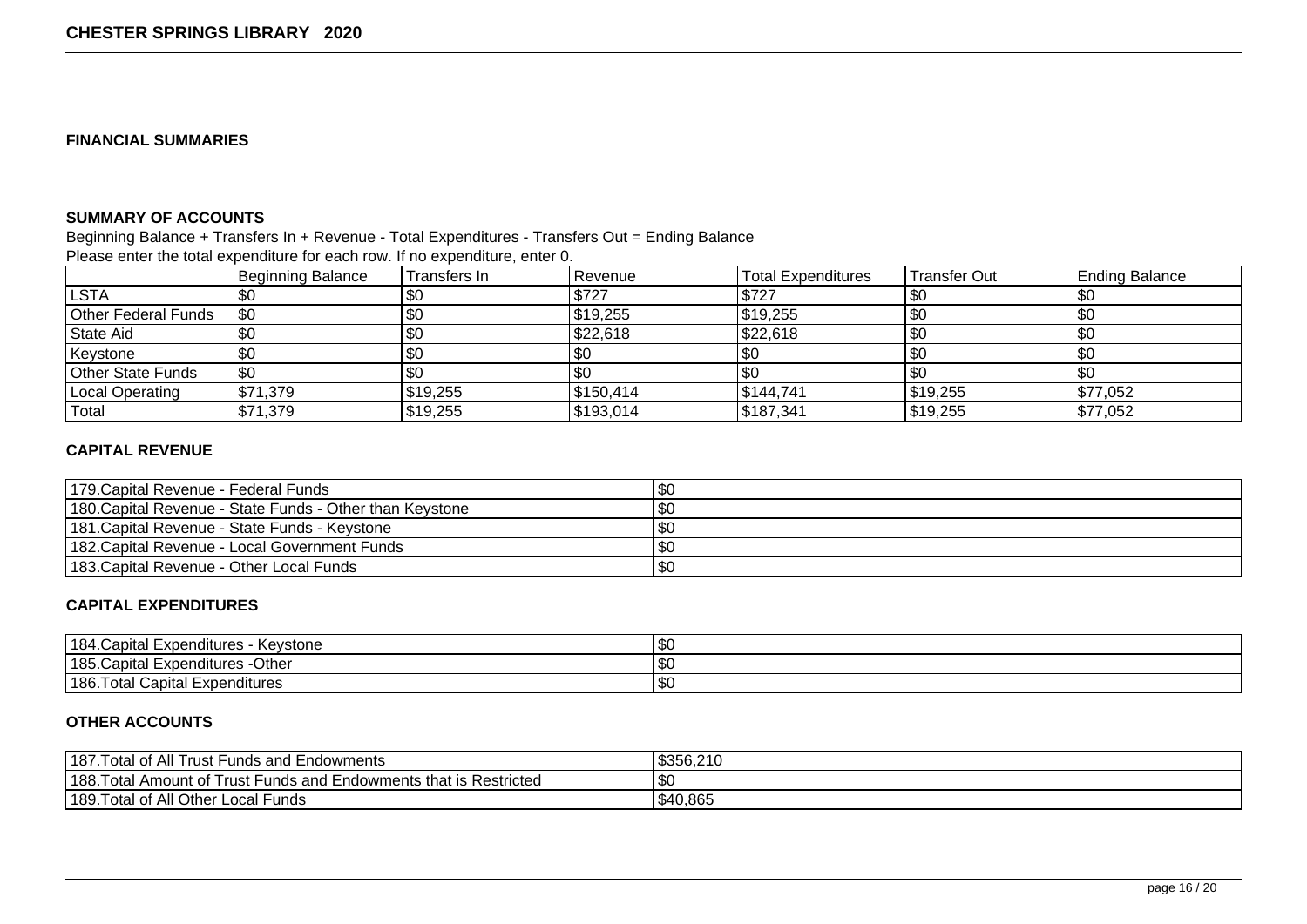# CHESTER SPRINGS LIBRARY 2020

## FINANCIAL SUMMARIES

### SUMMARY OF ACCOUNTS

Beginning Balance + Transfers In + Revenue - Total Expenditures - Transfers Out = Ending Balance

Please enter the total expenditure for each row. If no expenditure, enter 0.

| | Beginning Balance | Transfers In | Revenue | Total Expenditures | Transfer Out | Ending Balance |
|---|---|---|---|---|---|---|
| LSTA | $0 | $0 | $727 | $727 | $0 | $0 |
| Other Federal Funds | $0 | $0 | $19,255 | $19,255 | $0 | $0 |
| State Aid | $0 | $0 | $22,618 | $22,618 | $0 | $0 |
| Keystone | $0 | $0 | $0 | $0 | $0 | $0 |
| Other State Funds | $0 | $0 | $0 | $0 | $0 | $0 |
| Local Operating | $71,379 | $19,255 | $150,414 | $144,741 | $19,255 | $77,052 |
| Total | $71,379 | $19,255 | $193,014 | $187,341 | $19,255 | $77,052 |

### CAPITAL REVENUE

| | |
|---|---|
| 179.Capital Revenue - Federal Funds | $0 |
| 180.Capital Revenue - State Funds - Other than Keystone | $0 |
| 181.Capital Revenue - State Funds - Keystone | $0 |
| 182.Capital Revenue - Local Government Funds | $0 |
| 183.Capital Revenue - Other Local Funds | $0 |

### CAPITAL EXPENDITURES

| | |
|---|---|
| 184.Capital Expenditures - Keystone | $0 |
| 185.Capital Expenditures -Other | $0 |
| 186.Total Capital Expenditures | $0 |

### OTHER ACCOUNTS

| | |
|---|---|
| 187.Total of All Trust Funds and Endowments | $356,210 |
| 188.Total Amount of Trust Funds and Endowments that is Restricted | $0 |
| 189.Total of All Other Local Funds | $40,865 |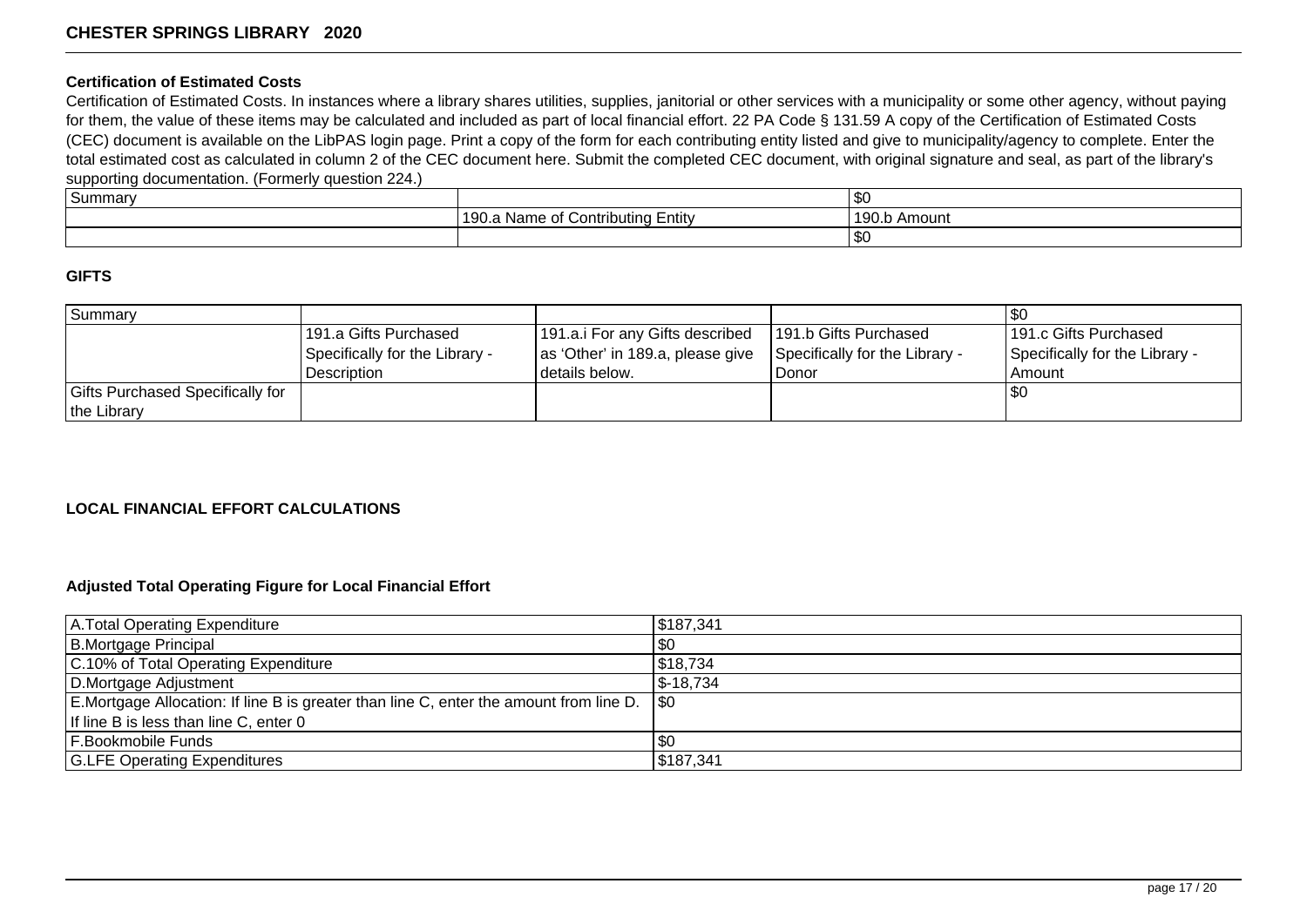## Certification of Estimated Costs

Certification of Estimated Costs. In instances where a library shares utilities, supplies, janitorial or other services with a municipality or some other agency, without paying for them, the value of these items may be calculated and included as part of local financial effort. 22 PA Code § 131.59 A copy of the Certification of Estimated Costs (CEC) document is available on the LibPAS login page. Print a copy of the form for each contributing entity listed and give to municipality/agency to complete. Enter the total estimated cost as calculated in column 2 of the CEC document here. Submit the completed CEC document, with original signature and seal, as part of the library's supporting documentation. (Formerly question 224.)

| Summary | | $0 |
|---|---|---|
| | 190.a Name of Contributing Entity | 190.b Amount |
| | | $0 |

## GIFTS

| Summary | | | | $0 |
|---|---|---|---|---|
| | 191.a Gifts Purchased Specifically for the Library - Description | 191.a.i For any Gifts described as 'Other' in 189.a, please give details below. | 191.b Gifts Purchased Specifically for the Library - Donor | 191.c Gifts Purchased Specifically for the Library - Amount |
| Gifts Purchased Specifically for the Library | | | | $0 |

## LOCAL FINANCIAL EFFORT CALCULATIONS

### Adjusted Total Operating Figure for Local Financial Effort

| | |
|---|---|
| A.Total Operating Expenditure | $187,341 |
| B.Mortgage Principal | $0 |
| C.10% of Total Operating Expenditure | $18,734 |
| D.Mortgage Adjustment | $-18,734 |
| E.Mortgage Allocation: If line B is greater than line C, enter the amount from line D. If line B is less than line C, enter 0 | $0 |
| F.Bookmobile Funds | $0 |
| G.LFE Operating Expenditures | $187,341 |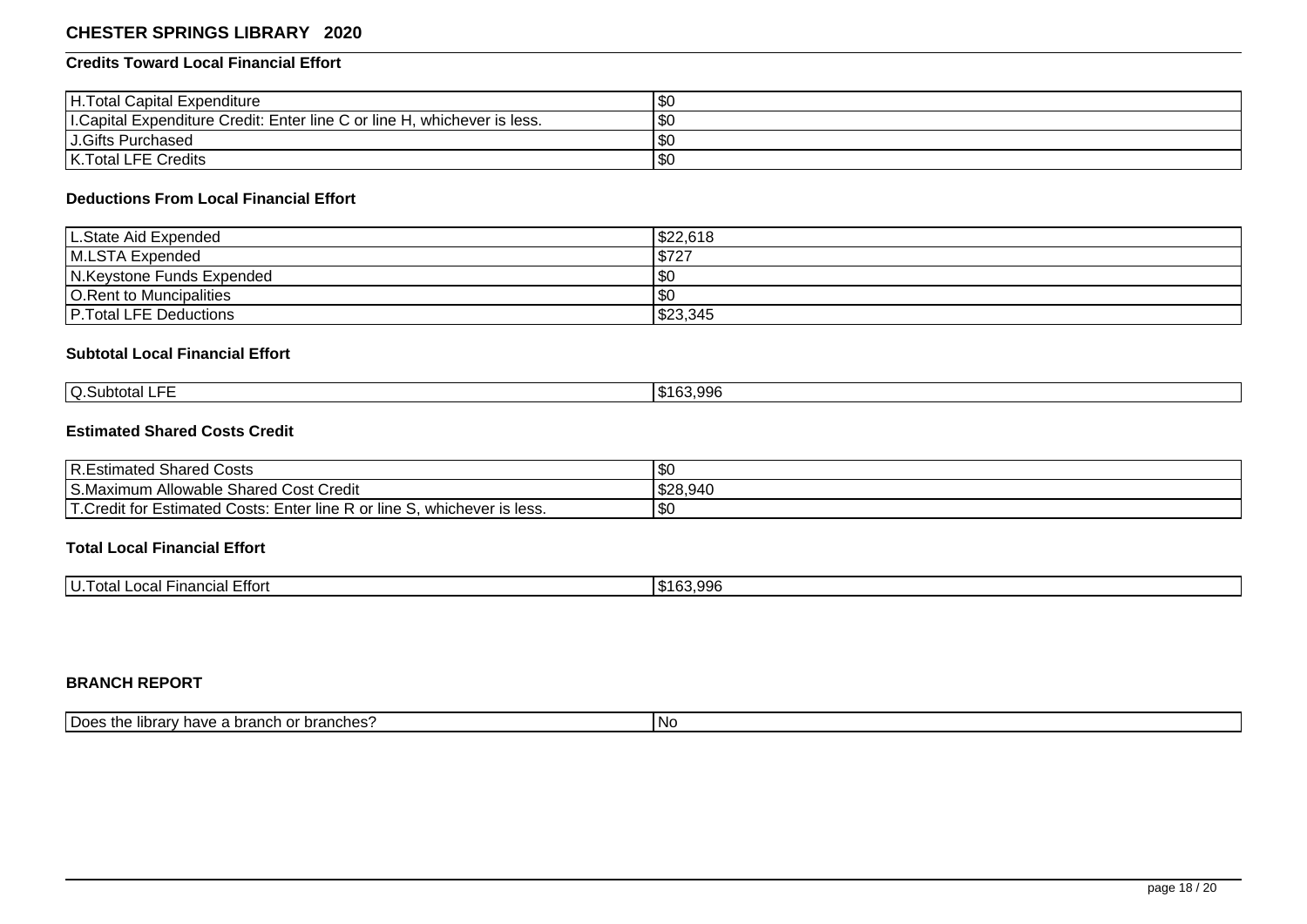# CHESTER SPRINGS LIBRARY 2020

### Credits Toward Local Financial Effort

| | |
|---|---|
| H.Total Capital Expenditure | $0 |
| I.Capital Expenditure Credit: Enter line C or line H, whichever is less. | $0 |
| J.Gifts Purchased | $0 |
| K.Total LFE Credits | $0 |

### Deductions From Local Financial Effort

| | |
|---|---|
| L.State Aid Expended | $22,618 |
| M.LSTA Expended | $727 |
| N.Keystone Funds Expended | $0 |
| O.Rent to Muncipalities | $0 |
| P.Total LFE Deductions | $23,345 |

### Subtotal Local Financial Effort

| | |
|---|---|
| Q.Subtotal LFE | $163,996 |

### Estimated Shared Costs Credit

| | |
|---|---|
| R.Estimated Shared Costs | $0 |
| S.Maximum Allowable Shared Cost Credit | $28,940 |
| T.Credit for Estimated Costs: Enter line R or line S, whichever is less. | $0 |

### Total Local Financial Effort

| | |
|---|---|
| U.Total Local Financial Effort | $163,996 |

### BRANCH REPORT

| | |
|---|---|
| Does the library have a branch or branches? | No |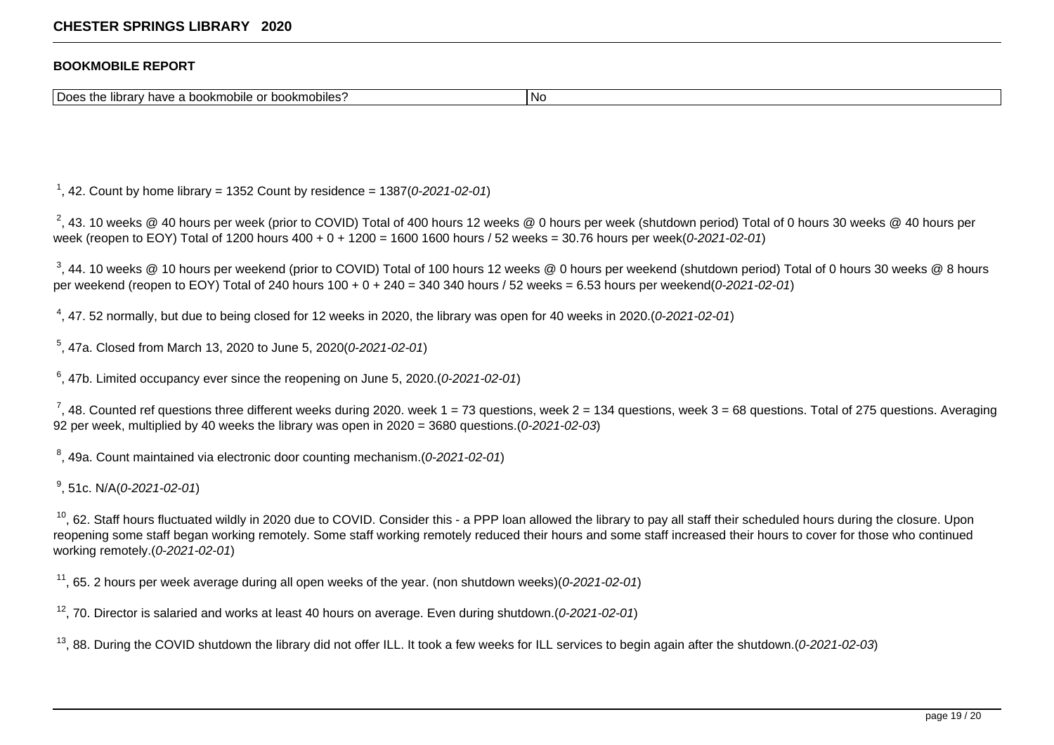**CHESTER SPRINGS LIBRARY 2020**

#### BOOKMOBILE REPORT

| Does the library have a bookmobile or bookmobiles? | No |
|---|---|

[1], 42. Count by home library = 1352 Count by residence = 1387(*0-2021-02-01*)

[2], 43. 10 weeks @ 40 hours per week (prior to COVID) Total of 400 hours 12 weeks @ 0 hours per week (shutdown period) Total of 0 hours 30 weeks @ 40 hours per week (reopen to EOY) Total of 1200 hours 400 + 0 + 1200 = 1600 1600 hours / 52 weeks = 30.76 hours per week(*0-2021-02-01*)

[3], 44. 10 weeks @ 10 hours per weekend (prior to COVID) Total of 100 hours 12 weeks @ 0 hours per weekend (shutdown period) Total of 0 hours 30 weeks @ 8 hours per weekend (reopen to EOY) Total of 240 hours 100 + 0 + 240 = 340 340 hours / 52 weeks = 6.53 hours per weekend(*0-2021-02-01*)

[4], 47. 52 normally, but due to being closed for 12 weeks in 2020, the library was open for 40 weeks in 2020.(*0-2021-02-01*)

[5], 47a. Closed from March 13, 2020 to June 5, 2020(*0-2021-02-01*)

[6], 47b. Limited occupancy ever since the reopening on June 5, 2020.(*0-2021-02-01*)

[7], 48. Counted ref questions three different weeks during 2020. week 1 = 73 questions, week 2 = 134 questions, week 3 = 68 questions. Total of 275 questions. Averaging 92 per week, multiplied by 40 weeks the library was open in 2020 = 3680 questions.(*0-2021-02-03*)

[8], 49a. Count maintained via electronic door counting mechanism.(*0-2021-02-01*)

[9], 51c. N/A(*0-2021-02-01*)

[10], 62. Staff hours fluctuated wildly in 2020 due to COVID. Consider this - a PPP loan allowed the library to pay all staff their scheduled hours during the closure. Upon reopening some staff began working remotely. Some staff working remotely reduced their hours and some staff increased their hours to cover for those who continued working remotely.(*0-2021-02-01*)

[11], 65. 2 hours per week average during all open weeks of the year. (non shutdown weeks)(*0-2021-02-01*)

[12], 70. Director is salaried and works at least 40 hours on average. Even during shutdown.(*0-2021-02-01*)

[13], 88. During the COVID shutdown the library did not offer ILL. It took a few weeks for ILL services to begin again after the shutdown.(*0-2021-02-03*)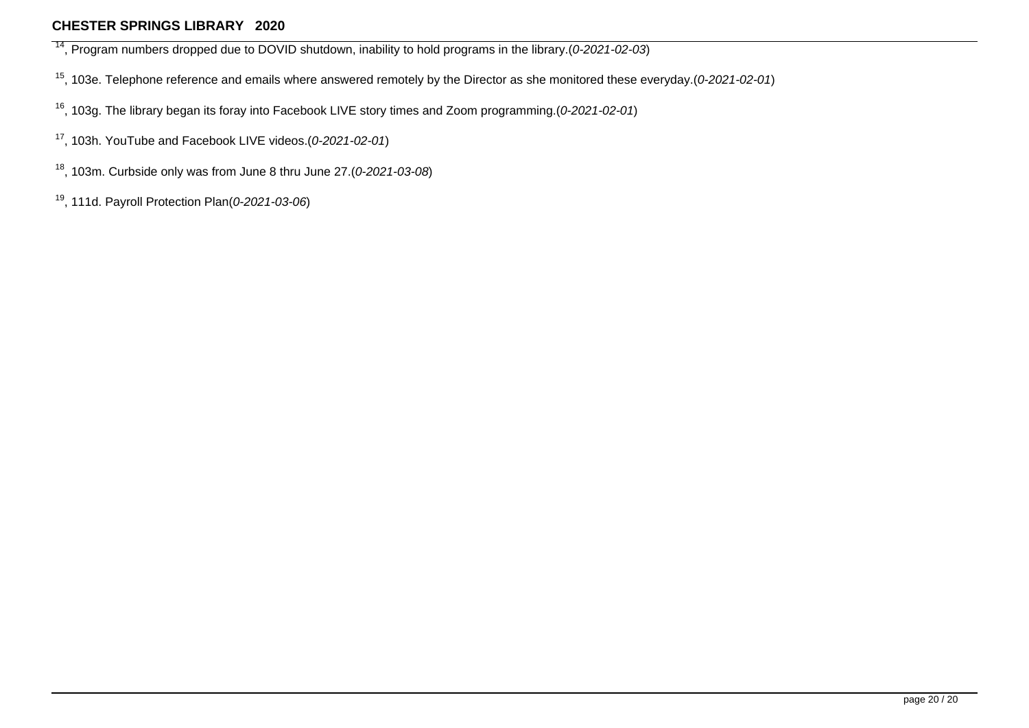[14], Program numbers dropped due to DOVID shutdown, inability to hold programs in the library.(*0-2021-02-03*)

[15], 103e. Telephone reference and emails where answered remotely by the Director as she monitored these everyday.(*0-2021-02-01*)

[16], 103g. The library began its foray into Facebook LIVE story times and Zoom programming.(*0-2021-02-01*)

[17], 103h. YouTube and Facebook LIVE videos.(*0-2021-02-01*)

[18], 103m. Curbside only was from June 8 thru June 27.(*0-2021-03-08*)

[19], 111d. Payroll Protection Plan(*0-2021-03-06*)